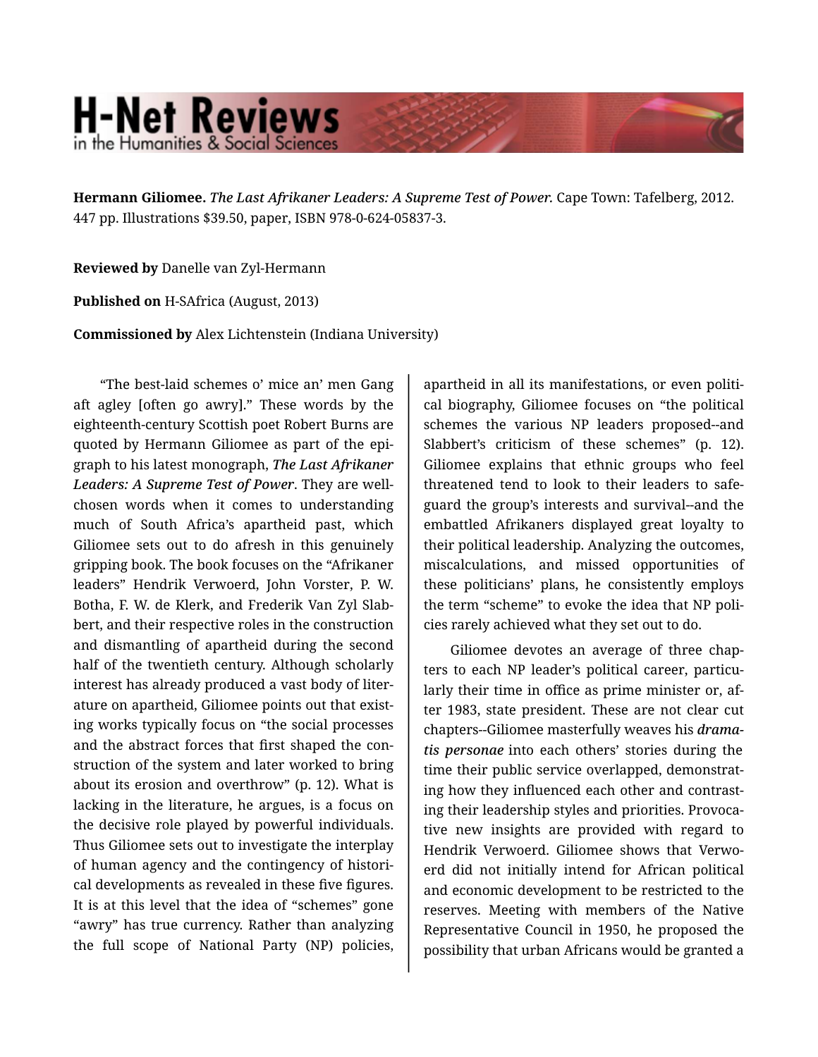**Hermann Giliomee.** *The Last Afrikaner Leaders: A Supreme Test of Power.* Cape Town: Tafelberg, 2012. 447 pp. Illustrations $39.50, paper, ISBN 978-0-624-05837-3.

**Reviewed by** Danelle van Zyl-Hermann

**Published on** H-SAfrica (August, 2013)

**Commissioned by** Alex Lichtenstein (Indiana University)

"The best-laid schemes o' mice an' men Gang aft agley [often go awry]." These words by the eighteenth-century Scottish poet Robert Burns are quoted by Hermann Giliomee as part of the epigraph to his latest monograph, ***The Last Afrikaner Leaders: A Supreme Test of Power***. They are well-chosen words when it comes to understanding much of South Africa's apartheid past, which Giliomee sets out to do afresh in this genuinely gripping book. The book focuses on the "Afrikaner leaders" Hendrik Verwoerd, John Vorster, P. W. Botha, F. W. de Klerk, and Frederik Van Zyl Slabbert, and their respective roles in the construction and dismantling of apartheid during the second half of the twentieth century. Although scholarly interest has already produced a vast body of literature on apartheid, Giliomee points out that existing works typically focus on "the social processes and the abstract forces that first shaped the construction of the system and later worked to bring about its erosion and overthrow" (p. 12). What is lacking in the literature, he argues, is a focus on the decisive role played by powerful individuals. Thus Giliomee sets out to investigate the interplay of human agency and the contingency of historical developments as revealed in these five figures. It is at this level that the idea of "schemes" gone "awry" has true currency. Rather than analyzing the full scope of National Party (NP) policies, apartheid in all its manifestations, or even political biography, Giliomee focuses on "the political schemes the various NP leaders proposed--and Slabbert's criticism of these schemes" (p. 12). Giliomee explains that ethnic groups who feel threatened tend to look to their leaders to safeguard the group's interests and survival--and the embattled Afrikaners displayed great loyalty to their political leadership. Analyzing the outcomes, miscalculations, and missed opportunities of these politicians' plans, he consistently employs the term "scheme" to evoke the idea that NP policies rarely achieved what they set out to do.

Giliomee devotes an average of three chapters to each NP leader's political career, particularly their time in office as prime minister or, after 1983, state president. These are not clear cut chapters--Giliomee masterfully weaves his ***dramatis personae*** into each others' stories during the time their public service overlapped, demonstrating how they influenced each other and contrasting their leadership styles and priorities. Provocative new insights are provided with regard to Hendrik Verwoerd. Giliomee shows that Verwoerd did not initially intend for African political and economic development to be restricted to the reserves. Meeting with members of the Native Representative Council in 1950, he proposed the possibility that urban Africans would be granted a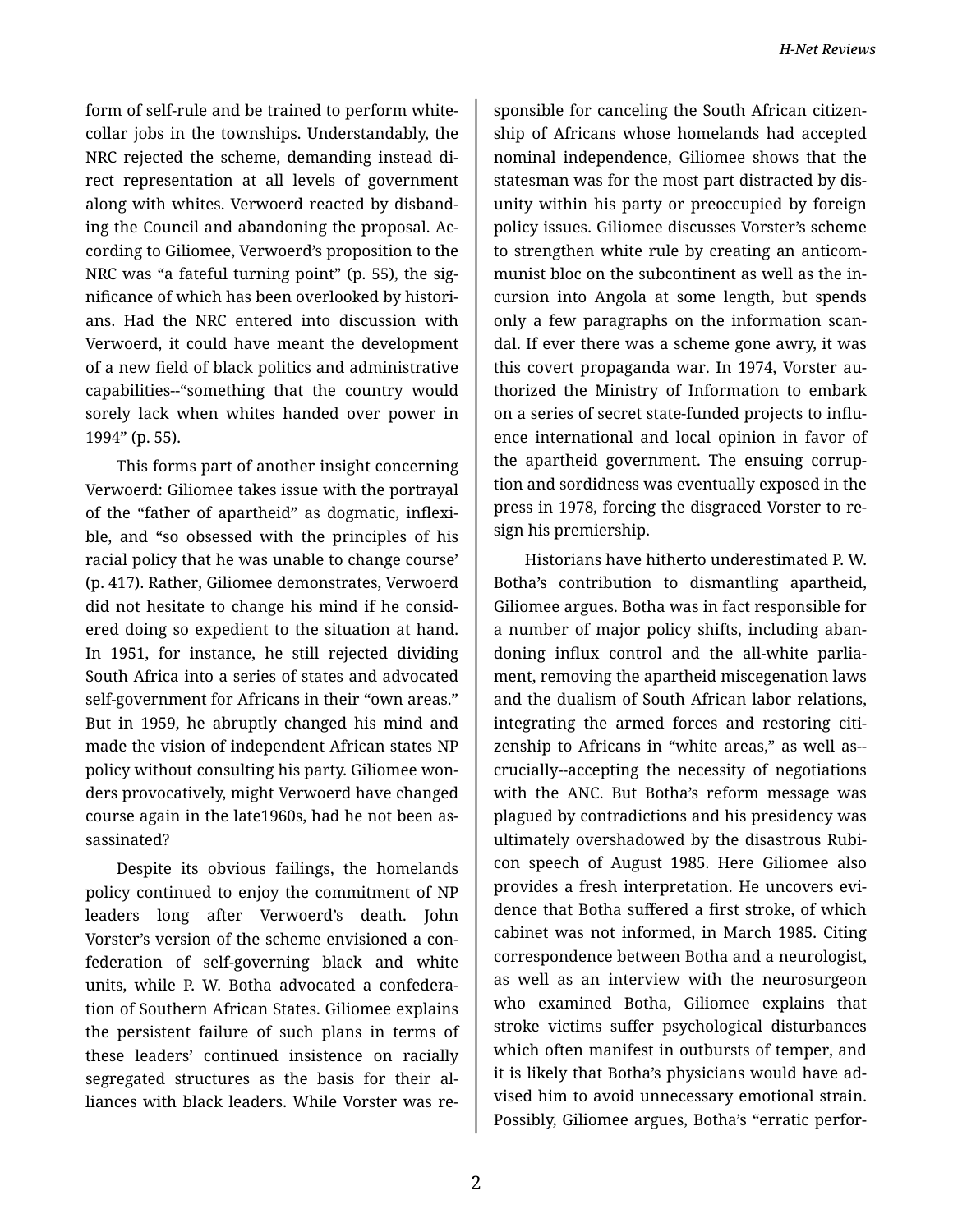form of self-rule and be trained to perform white-collar jobs in the townships. Understandably, the NRC rejected the scheme, demanding instead direct representation at all levels of government along with whites. Verwoerd reacted by disbanding the Council and abandoning the proposal. According to Giliomee, Verwoerd's proposition to the NRC was "a fateful turning point" (p. 55), the significance of which has been overlooked by historians. Had the NRC entered into discussion with Verwoerd, it could have meant the development of a new field of black politics and administrative capabilities--"something that the country would sorely lack when whites handed over power in 1994" (p. 55).

This forms part of another insight concerning Verwoerd: Giliomee takes issue with the portrayal of the "father of apartheid" as dogmatic, inflexible, and "so obsessed with the principles of his racial policy that he was unable to change course' (p. 417). Rather, Giliomee demonstrates, Verwoerd did not hesitate to change his mind if he considered doing so expedient to the situation at hand. In 1951, for instance, he still rejected dividing South Africa into a series of states and advocated self-government for Africans in their "own areas." But in 1959, he abruptly changed his mind and made the vision of independent African states NP policy without consulting his party. Giliomee wonders provocatively, might Verwoerd have changed course again in the late1960s, had he not been assassinated?

Despite its obvious failings, the homelands policy continued to enjoy the commitment of NP leaders long after Verwoerd's death. John Vorster's version of the scheme envisioned a confederation of self-governing black and white units, while P. W. Botha advocated a confederation of Southern African States. Giliomee explains the persistent failure of such plans in terms of these leaders' continued insistence on racially segregated structures as the basis for their alliances with black leaders. While Vorster was responsible for canceling the South African citizenship of Africans whose homelands had accepted nominal independence, Giliomee shows that the statesman was for the most part distracted by disunity within his party or preoccupied by foreign policy issues. Giliomee discusses Vorster's scheme to strengthen white rule by creating an anticommunist bloc on the subcontinent as well as the incursion into Angola at some length, but spends only a few paragraphs on the information scandal. If ever there was a scheme gone awry, it was this covert propaganda war. In 1974, Vorster authorized the Ministry of Information to embark on a series of secret state-funded projects to influence international and local opinion in favor of the apartheid government. The ensuing corruption and sordidness was eventually exposed in the press in 1978, forcing the disgraced Vorster to resign his premiership.

Historians have hitherto underestimated P. W. Botha's contribution to dismantling apartheid, Giliomee argues. Botha was in fact responsible for a number of major policy shifts, including abandoning influx control and the all-white parliament, removing the apartheid miscegenation laws and the dualism of South African labor relations, integrating the armed forces and restoring citizenship to Africans in "white areas," as well as--crucially--accepting the necessity of negotiations with the ANC. But Botha's reform message was plagued by contradictions and his presidency was ultimately overshadowed by the disastrous Rubicon speech of August 1985. Here Giliomee also provides a fresh interpretation. He uncovers evidence that Botha suffered a first stroke, of which cabinet was not informed, in March 1985. Citing correspondence between Botha and a neurologist, as well as an interview with the neurosurgeon who examined Botha, Giliomee explains that stroke victims suffer psychological disturbances which often manifest in outbursts of temper, and it is likely that Botha's physicians would have advised him to avoid unnecessary emotional strain. Possibly, Giliomee argues, Botha's "erratic perfor-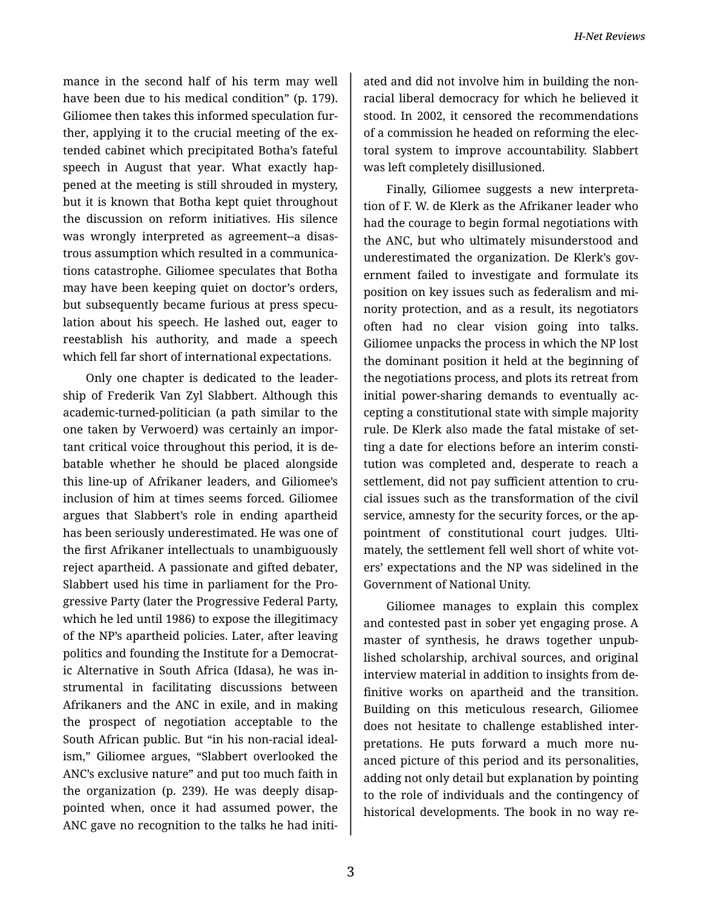mance in the second half of his term may well have been due to his medical condition" (p. 179). Giliomee then takes this informed speculation further, applying it to the crucial meeting of the extended cabinet which precipitated Botha's fateful speech in August that year. What exactly happened at the meeting is still shrouded in mystery, but it is known that Botha kept quiet throughout the discussion on reform initiatives. His silence was wrongly interpreted as agreement--a disastrous assumption which resulted in a communications catastrophe. Giliomee speculates that Botha may have been keeping quiet on doctor's orders, but subsequently became furious at press speculation about his speech. He lashed out, eager to reestablish his authority, and made a speech which fell far short of international expectations.

Only one chapter is dedicated to the leadership of Frederik Van Zyl Slabbert. Although this academic-turned-politician (a path similar to the one taken by Verwoerd) was certainly an important critical voice throughout this period, it is debatable whether he should be placed alongside this line-up of Afrikaner leaders, and Giliomee's inclusion of him at times seems forced. Giliomee argues that Slabbert's role in ending apartheid has been seriously underestimated. He was one of the first Afrikaner intellectuals to unambiguously reject apartheid. A passionate and gifted debater, Slabbert used his time in parliament for the Progressive Party (later the Progressive Federal Party, which he led until 1986) to expose the illegitimacy of the NP's apartheid policies. Later, after leaving politics and founding the Institute for a Democratic Alternative in South Africa (Idasa), he was instrumental in facilitating discussions between Afrikaners and the ANC in exile, and in making the prospect of negotiation acceptable to the South African public. But "in his non-racial idealism," Giliomee argues, "Slabbert overlooked the ANC's exclusive nature" and put too much faith in the organization (p. 239). He was deeply disappointed when, once it had assumed power, the ANC gave no recognition to the talks he had initiated and did not involve him in building the non-racial liberal democracy for which he believed it stood. In 2002, it censored the recommendations of a commission he headed on reforming the electoral system to improve accountability. Slabbert was left completely disillusioned.

Finally, Giliomee suggests a new interpretation of F. W. de Klerk as the Afrikaner leader who had the courage to begin formal negotiations with the ANC, but who ultimately misunderstood and underestimated the organization. De Klerk's government failed to investigate and formulate its position on key issues such as federalism and minority protection, and as a result, its negotiators often had no clear vision going into talks. Giliomee unpacks the process in which the NP lost the dominant position it held at the beginning of the negotiations process, and plots its retreat from initial power-sharing demands to eventually accepting a constitutional state with simple majority rule. De Klerk also made the fatal mistake of setting a date for elections before an interim constitution was completed and, desperate to reach a settlement, did not pay sufficient attention to crucial issues such as the transformation of the civil service, amnesty for the security forces, or the appointment of constitutional court judges. Ultimately, the settlement fell well short of white voters' expectations and the NP was sidelined in the Government of National Unity.

Giliomee manages to explain this complex and contested past in sober yet engaging prose. A master of synthesis, he draws together unpublished scholarship, archival sources, and original interview material in addition to insights from definitive works on apartheid and the transition. Building on this meticulous research, Giliomee does not hesitate to challenge established interpretations. He puts forward a much more nuanced picture of this period and its personalities, adding not only detail but explanation by pointing to the role of individuals and the contingency of historical developments. The book in no way re-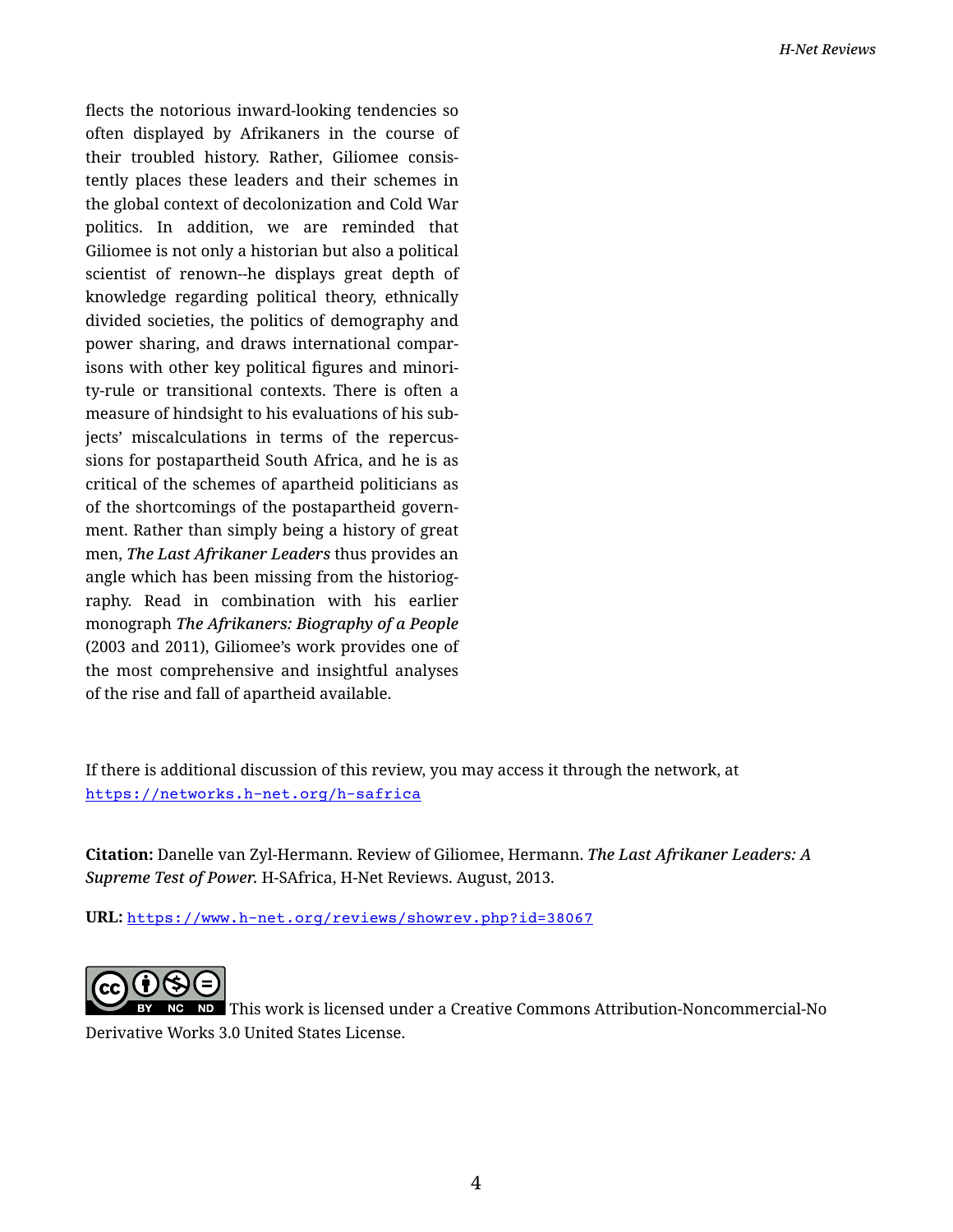flects the notorious inward-looking tendencies so often displayed by Afrikaners in the course of their troubled history. Rather, Giliomee consistently places these leaders and their schemes in the global context of decolonization and Cold War politics. In addition, we are reminded that Giliomee is not only a historian but also a political scientist of renown--he displays great depth of knowledge regarding political theory, ethnically divided societies, the politics of demography and power sharing, and draws international comparisons with other key political figures and minority-rule or transitional contexts. There is often a measure of hindsight to his evaluations of his subjects' miscalculations in terms of the repercussions for postapartheid South Africa, and he is as critical of the schemes of apartheid politicians as of the shortcomings of the postapartheid government. Rather than simply being a history of great men, *The Last Afrikaner Leaders* thus provides an angle which has been missing from the historiography. Read in combination with his earlier monograph *The Afrikaners: Biography of a People* (2003 and 2011), Giliomee's work provides one of the most comprehensive and insightful analyses of the rise and fall of apartheid available.

If there is additional discussion of this review, you may access it through the network, at https://networks.h-net.org/h-safrica

**Citation:** Danelle van Zyl-Hermann. Review of Giliomee, Hermann. *The Last Afrikaner Leaders: A Supreme Test of Power.* H-SAfrica, H-Net Reviews. August, 2013.

**URL:** https://www.h-net.org/reviews/showrev.php?id=38067

This work is licensed under a Creative Commons Attribution-Noncommercial-No Derivative Works 3.0 United States License.